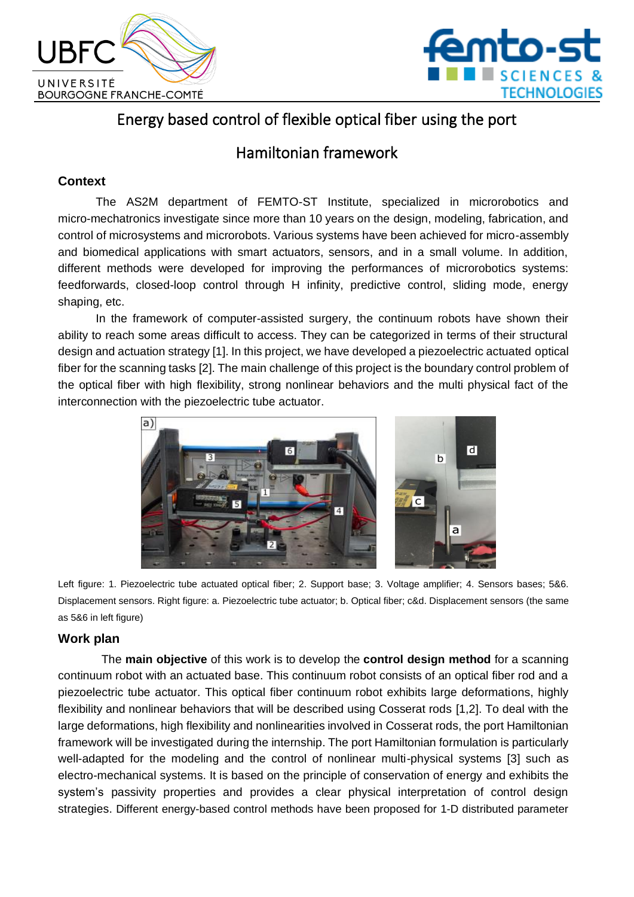# Energy based control of flexible optical fiber using the port Hamiltonian framework

## Context

The AS2M department of FEMTO-ST Institute, specialized in microrobotics and micro-mechatronics investigate since more than 10 years on the design, modeling, fabrication, and control of microsystems and microrobots. Various systems have been achieved for micro-assembly and biomedical applications with smart actuators, sensors, and in a small volume. In addition, different methods were developed for improving the performances of microrobotics systems: feedforwards, closed-loop control through H infinity, predictive control, sliding mode, energy shaping, etc.

In the framework of computer-assisted surgery, the continuum robots have shown their ability to reach some areas difficult to access. They can be categorized in terms of their structural design and actuation strategy [1]. In this project, we have developed a piezoelectric actuated optical fiber for the scanning tasks [2]. The main challenge of this project is the boundary control problem of the optical fiber with high flexibility, strong nonlinear behaviors and the multi physical fact of the interconnection with the piezoelectric tube actuator.

Left figure: 1. Piezoelectric tube actuated optical fiber; 2. Support base; 3. Voltage amplifier; 4. Sensors bases; 5&6. Displacement sensors. Right figure: a. Piezoelectric tube actuator; b. Optical fiber; c&d. Displacement sensors (the same as 5&6 in left figure)

## Work plan

The **main objective** of this work is to develop the **control design method** for a scanning continuum robot with an actuated base. This continuum robot consists of an optical fiber rod and a piezoelectric tube actuator. This optical fiber continuum robot exhibits large deformations, highly flexibility and nonlinear behaviors that will be described using Cosserat rods [1,2]. To deal with the large deformations, high flexibility and nonlinearities involved in Cosserat rods, the port Hamiltonian framework will be investigated during the internship. The port Hamiltonian formulation is particularly well-adapted for the modeling and the control of nonlinear multi-physical systems [3] such as electro-mechanical systems. It is based on the principle of conservation of energy and exhibits the system's passivity properties and provides a clear physical interpretation of control design strategies. Different energy-based control methods have been proposed for 1-D distributed parameter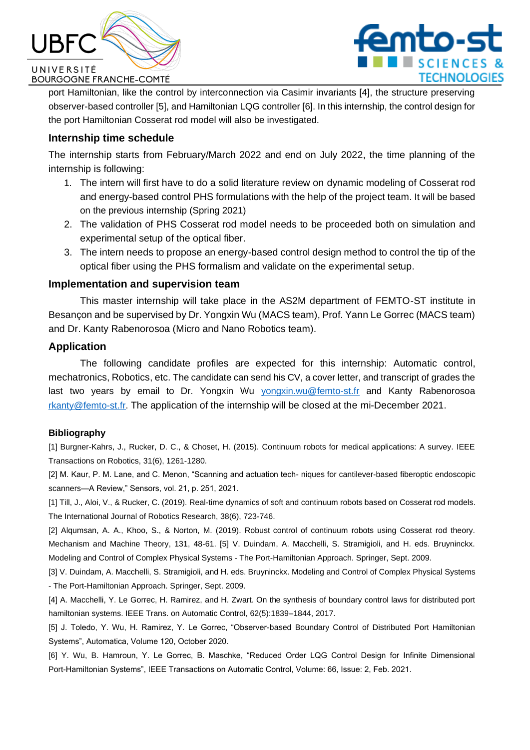port Hamiltonian, like the control by interconnection via Casimir invariants [4], the structure preserving observer-based controller [5], and Hamiltonian LQG controller [6]. In this internship, the control design for the port Hamiltonian Cosserat rod model will also be investigated.

### Internship time schedule

The internship starts from February/March 2022 and end on July 2022, the time planning of the internship is following:

1. The intern will first have to do a solid literature review on dynamic modeling of Cosserat rod and energy-based control PHS formulations with the help of the project team. It will be based on the previous internship (Spring 2021)
2. The validation of PHS Cosserat rod model needs to be proceeded both on simulation and experimental setup of the optical fiber.
3. The intern needs to propose an energy-based control design method to control the tip of the optical fiber using the PHS formalism and validate on the experimental setup.

### Implementation and supervision team

This master internship will take place in the AS2M department of FEMTO-ST institute in Besançon and be supervised by Dr. Yongxin Wu (MACS team), Prof. Yann Le Gorrec (MACS team) and Dr. Kanty Rabenorosoa (Micro and Nano Robotics team).

### Application

The following candidate profiles are expected for this internship: Automatic control, mechatronics, Robotics, etc. The candidate can send his CV, a cover letter, and transcript of grades the last two years by email to Dr. Yongxin Wu yongxin.wu@femto-st.fr and Kanty Rabenorosoa rkanty@femto-st.fr. The application of the internship will be closed at the mi-December 2021.

#### Bibliography

[1] Burgner-Kahrs, J., Rucker, D. C., & Choset, H. (2015). Continuum robots for medical applications: A survey. IEEE Transactions on Robotics, 31(6), 1261-1280.

[2] M. Kaur, P. M. Lane, and C. Menon, "Scanning and actuation tech- niques for cantilever-based fiberoptic endoscopic scanners—A Review," Sensors, vol. 21, p. 251, 2021.

[1] Till, J., Aloi, V., & Rucker, C. (2019). Real-time dynamics of soft and continuum robots based on Cosserat rod models. The International Journal of Robotics Research, 38(6), 723-746.

[2] Alqumsan, A. A., Khoo, S., & Norton, M. (2019). Robust control of continuum robots using Cosserat rod theory. Mechanism and Machine Theory, 131, 48-61. [5] V. Duindam, A. Macchelli, S. Stramigioli, and H. eds. Bruyninckx. Modeling and Control of Complex Physical Systems - The Port-Hamiltonian Approach. Springer, Sept. 2009.

[3] V. Duindam, A. Macchelli, S. Stramigioli, and H. eds. Bruyninckx. Modeling and Control of Complex Physical Systems - The Port-Hamiltonian Approach. Springer, Sept. 2009.

[4] A. Macchelli, Y. Le Gorrec, H. Ramirez, and H. Zwart. On the synthesis of boundary control laws for distributed port hamiltonian systems. IEEE Trans. on Automatic Control, 62(5):1839–1844, 2017.

[5] J. Toledo, Y. Wu, H. Ramirez, Y. Le Gorrec, "Observer-based Boundary Control of Distributed Port Hamiltonian Systems", Automatica, Volume 120, October 2020.

[6] Y. Wu, B. Hamroun, Y. Le Gorrec, B. Maschke, "Reduced Order LQG Control Design for Infinite Dimensional Port-Hamiltonian Systems", IEEE Transactions on Automatic Control, Volume: 66, Issue: 2, Feb. 2021.